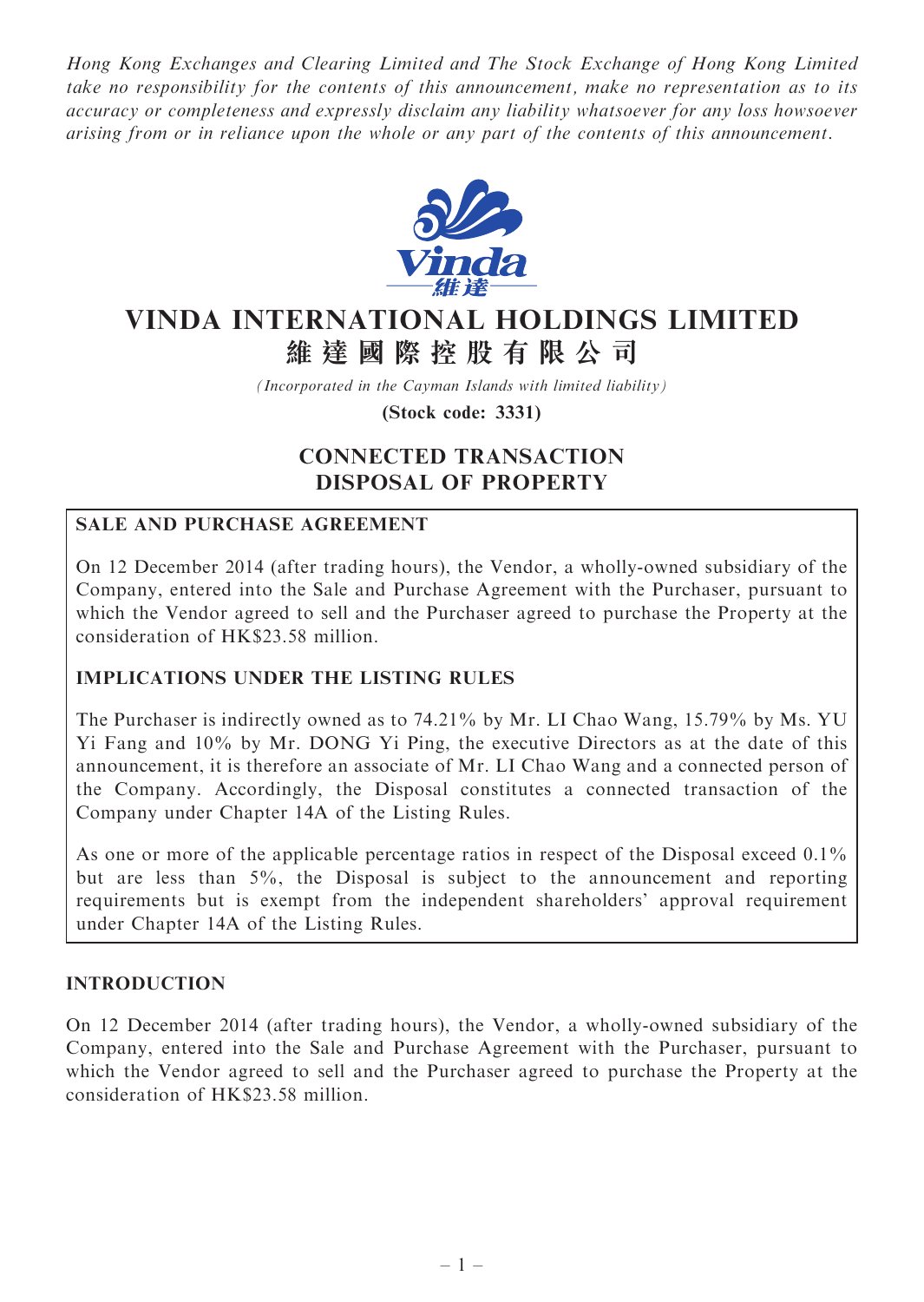*Hong Kong Exchanges and Clearing Limited and The Stock Exchange of Hong Kong Limited take no responsibility for the contents of this announcement, make no representation as to its accuracy or completeness and expressly disclaim any liability whatsoever for any loss howsoever arising from or in reliance upon the whole or any part of the contents of this announcement.*

# VINDA INTERNATIONAL HOLDINGS LIMITED
# 維達國際控股有限公司

*(Incorporated in the Cayman Islands with limited liability)*

**(Stock code: 3331)**

## CONNECTED TRANSACTION
## DISPOSAL OF PROPERTY

**SALE AND PURCHASE AGREEMENT**

On 12 December 2014 (after trading hours), the Vendor, a wholly-owned subsidiary of the Company, entered into the Sale and Purchase Agreement with the Purchaser, pursuant to which the Vendor agreed to sell and the Purchaser agreed to purchase the Property at the consideration of HK$23.58 million.

**IMPLICATIONS UNDER THE LISTING RULES**

The Purchaser is indirectly owned as to 74.21% by Mr. LI Chao Wang, 15.79% by Ms. YU Yi Fang and 10% by Mr. DONG Yi Ping, the executive Directors as at the date of this announcement, it is therefore an associate of Mr. LI Chao Wang and a connected person of the Company. Accordingly, the Disposal constitutes a connected transaction of the Company under Chapter 14A of the Listing Rules.

As one or more of the applicable percentage ratios in respect of the Disposal exceed 0.1% but are less than 5%, the Disposal is subject to the announcement and reporting requirements but is exempt from the independent shareholders' approval requirement under Chapter 14A of the Listing Rules.

### INTRODUCTION

On 12 December 2014 (after trading hours), the Vendor, a wholly-owned subsidiary of the Company, entered into the Sale and Purchase Agreement with the Purchaser, pursuant to which the Vendor agreed to sell and the Purchaser agreed to purchase the Property at the consideration of HK$23.58 million.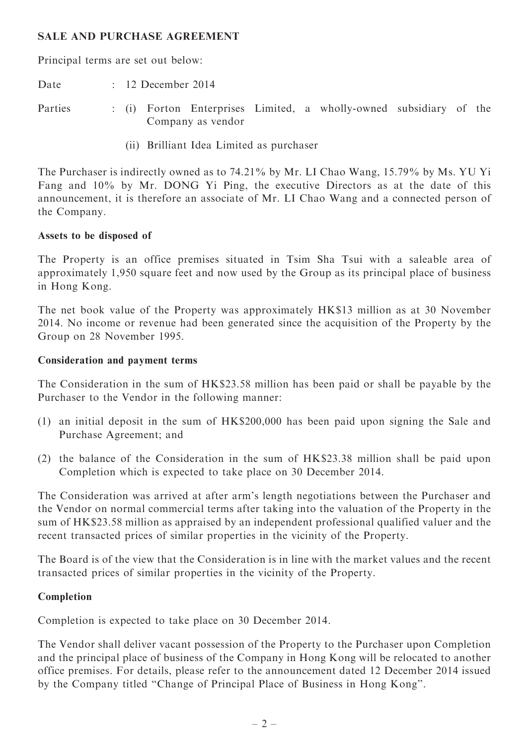**SALE AND PURCHASE AGREEMENT**

Principal terms are set out below:

Date : 12 December 2014

Parties : (i) Forton Enterprises Limited, a wholly-owned subsidiary of the Company as vendor

(ii) Brilliant Idea Limited as purchaser

The Purchaser is indirectly owned as to 74.21% by Mr. LI Chao Wang, 15.79% by Ms. YU Yi Fang and 10% by Mr. DONG Yi Ping, the executive Directors as at the date of this announcement, it is therefore an associate of Mr. LI Chao Wang and a connected person of the Company.

**Assets to be disposed of**

The Property is an office premises situated in Tsim Sha Tsui with a saleable area of approximately 1,950 square feet and now used by the Group as its principal place of business in Hong Kong.

The net book value of the Property was approximately HK$13 million as at 30 November 2014. No income or revenue had been generated since the acquisition of the Property by the Group on 28 November 1995.

**Consideration and payment terms**

The Consideration in the sum of HK$23.58 million has been paid or shall be payable by the Purchaser to the Vendor in the following manner:

(1) an initial deposit in the sum of HK$200,000 has been paid upon signing the Sale and Purchase Agreement; and

(2) the balance of the Consideration in the sum of HK$23.38 million shall be paid upon Completion which is expected to take place on 30 December 2014.

The Consideration was arrived at after arm's length negotiations between the Purchaser and the Vendor on normal commercial terms after taking into the valuation of the Property in the sum of HK$23.58 million as appraised by an independent professional qualified valuer and the recent transacted prices of similar properties in the vicinity of the Property.

The Board is of the view that the Consideration is in line with the market values and the recent transacted prices of similar properties in the vicinity of the Property.

**Completion**

Completion is expected to take place on 30 December 2014.

The Vendor shall deliver vacant possession of the Property to the Purchaser upon Completion and the principal place of business of the Company in Hong Kong will be relocated to another office premises. For details, please refer to the announcement dated 12 December 2014 issued by the Company titled "Change of Principal Place of Business in Hong Kong".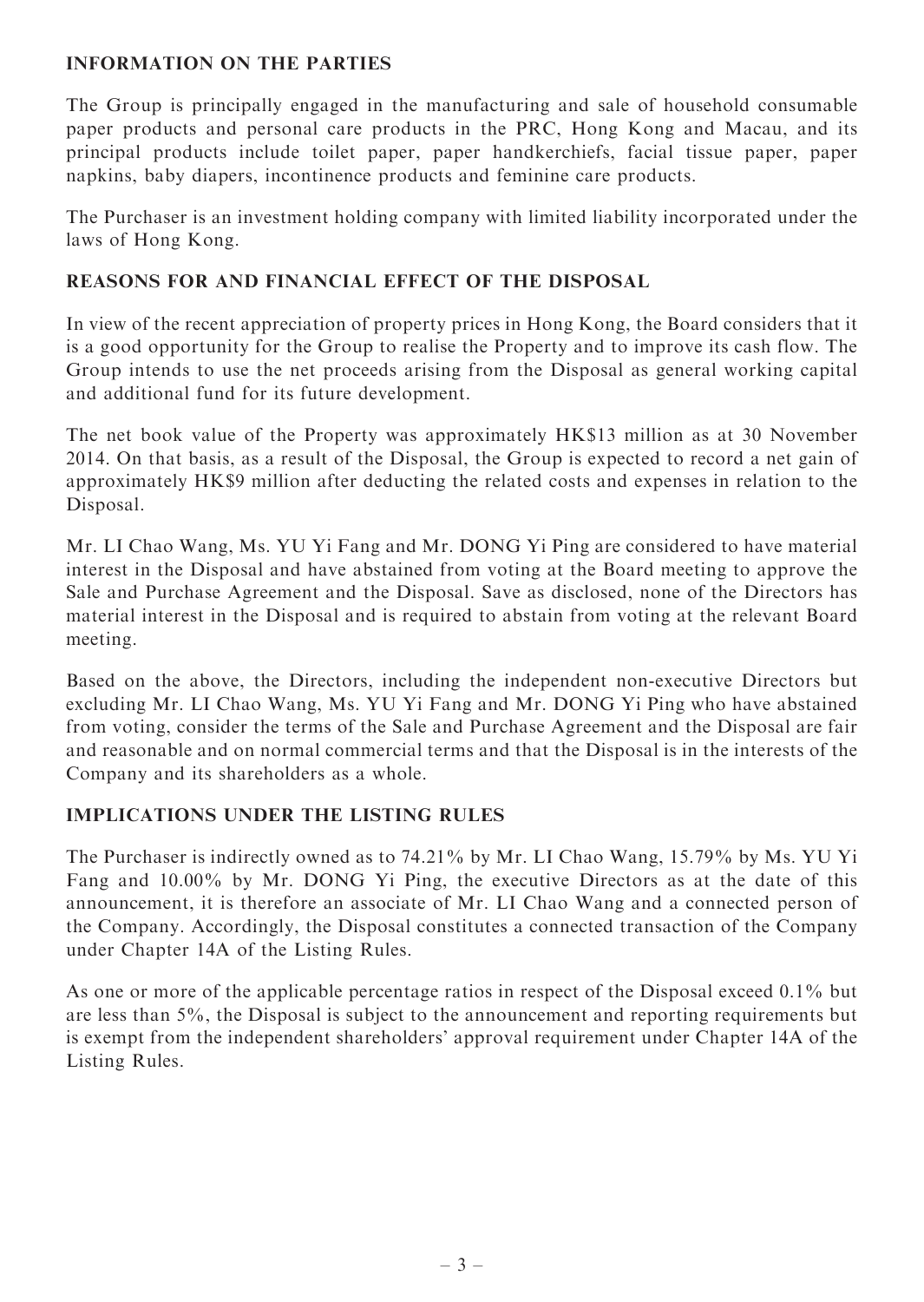## INFORMATION ON THE PARTIES

The Group is principally engaged in the manufacturing and sale of household consumable paper products and personal care products in the PRC, Hong Kong and Macau, and its principal products include toilet paper, paper handkerchiefs, facial tissue paper, paper napkins, baby diapers, incontinence products and feminine care products.

The Purchaser is an investment holding company with limited liability incorporated under the laws of Hong Kong.

## REASONS FOR AND FINANCIAL EFFECT OF THE DISPOSAL

In view of the recent appreciation of property prices in Hong Kong, the Board considers that it is a good opportunity for the Group to realise the Property and to improve its cash flow. The Group intends to use the net proceeds arising from the Disposal as general working capital and additional fund for its future development.

The net book value of the Property was approximately HK$13 million as at 30 November 2014. On that basis, as a result of the Disposal, the Group is expected to record a net gain of approximately HK$9 million after deducting the related costs and expenses in relation to the Disposal.

Mr. LI Chao Wang, Ms. YU Yi Fang and Mr. DONG Yi Ping are considered to have material interest in the Disposal and have abstained from voting at the Board meeting to approve the Sale and Purchase Agreement and the Disposal. Save as disclosed, none of the Directors has material interest in the Disposal and is required to abstain from voting at the relevant Board meeting.

Based on the above, the Directors, including the independent non-executive Directors but excluding Mr. LI Chao Wang, Ms. YU Yi Fang and Mr. DONG Yi Ping who have abstained from voting, consider the terms of the Sale and Purchase Agreement and the Disposal are fair and reasonable and on normal commercial terms and that the Disposal is in the interests of the Company and its shareholders as a whole.

## IMPLICATIONS UNDER THE LISTING RULES

The Purchaser is indirectly owned as to 74.21% by Mr. LI Chao Wang, 15.79% by Ms. YU Yi Fang and 10.00% by Mr. DONG Yi Ping, the executive Directors as at the date of this announcement, it is therefore an associate of Mr. LI Chao Wang and a connected person of the Company. Accordingly, the Disposal constitutes a connected transaction of the Company under Chapter 14A of the Listing Rules.

As one or more of the applicable percentage ratios in respect of the Disposal exceed 0.1% but are less than 5%, the Disposal is subject to the announcement and reporting requirements but is exempt from the independent shareholders' approval requirement under Chapter 14A of the Listing Rules.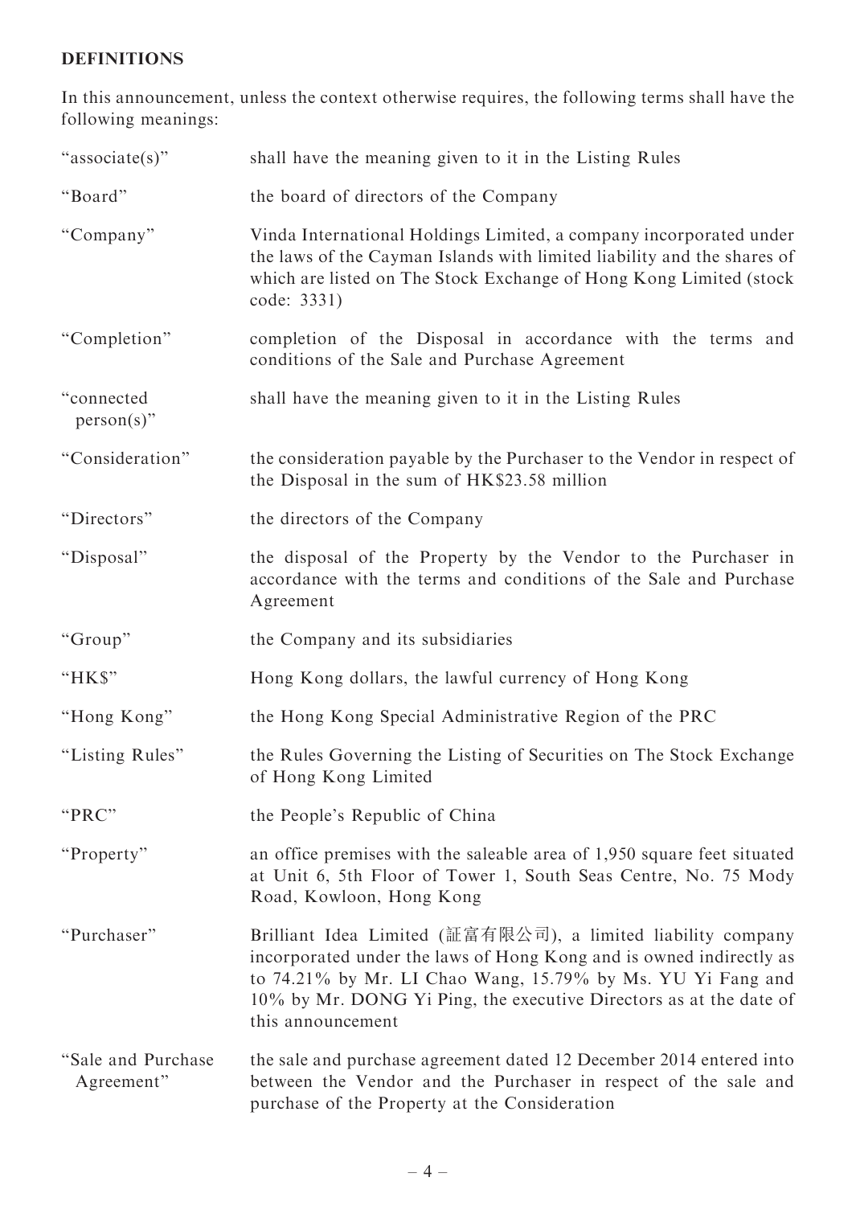## DEFINITIONS

In this announcement, unless the context otherwise requires, the following terms shall have the following meanings:

| | |
|---|---|
| "associate(s)" | shall have the meaning given to it in the Listing Rules |
| "Board" | the board of directors of the Company |
| "Company" | Vinda International Holdings Limited, a company incorporated under the laws of the Cayman Islands with limited liability and the shares of which are listed on The Stock Exchange of Hong Kong Limited (stock code: 3331) |
| "Completion" | completion of the Disposal in accordance with the terms and conditions of the Sale and Purchase Agreement |
| "connected person(s)" | shall have the meaning given to it in the Listing Rules |
| "Consideration" | the consideration payable by the Purchaser to the Vendor in respect of the Disposal in the sum of HK$23.58 million |
| "Directors" | the directors of the Company |
| "Disposal" | the disposal of the Property by the Vendor to the Purchaser in accordance with the terms and conditions of the Sale and Purchase Agreement |
| "Group" | the Company and its subsidiaries |
| "HK$" | Hong Kong dollars, the lawful currency of Hong Kong |
| "Hong Kong" | the Hong Kong Special Administrative Region of the PRC |
| "Listing Rules" | the Rules Governing the Listing of Securities on The Stock Exchange of Hong Kong Limited |
| "PRC" | the People's Republic of China |
| "Property" | an office premises with the saleable area of 1,950 square feet situated at Unit 6, 5th Floor of Tower 1, South Seas Centre, No. 75 Mody Road, Kowloon, Hong Kong |
| "Purchaser" | Brilliant Idea Limited (証富有限公司), a limited liability company incorporated under the laws of Hong Kong and is owned indirectly as to 74.21% by Mr. LI Chao Wang, 15.79% by Ms. YU Yi Fang and 10% by Mr. DONG Yi Ping, the executive Directors as at the date of this announcement |
| "Sale and Purchase Agreement" | the sale and purchase agreement dated 12 December 2014 entered into between the Vendor and the Purchaser in respect of the sale and purchase of the Property at the Consideration |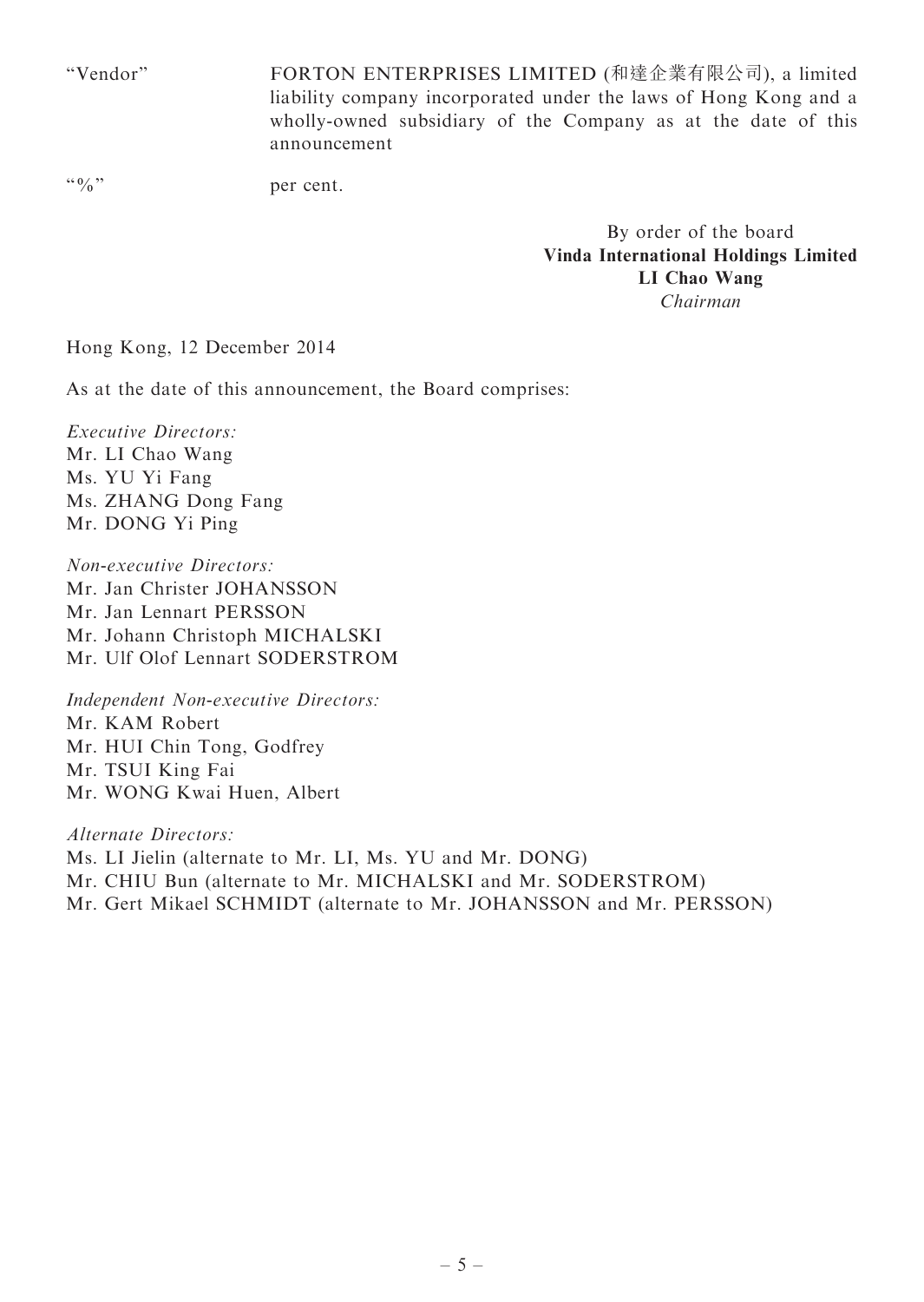| | |
|---|---|
| "Vendor" | FORTON ENTERPRISES LIMITED (和達企業有限公司), a limited liability company incorporated under the laws of Hong Kong and a wholly-owned subsidiary of the Company as at the date of this announcement |
| "%" | per cent. |

By order of the board
**Vinda International Holdings Limited**
**LI Chao Wang**
*Chairman*

Hong Kong, 12 December 2014

As at the date of this announcement, the Board comprises:

*Executive Directors:*
Mr. LI Chao Wang
Ms. YU Yi Fang
Ms. ZHANG Dong Fang
Mr. DONG Yi Ping

*Non-executive Directors:*
Mr. Jan Christer JOHANSSON
Mr. Jan Lennart PERSSON
Mr. Johann Christoph MICHALSKI
Mr. Ulf Olof Lennart SODERSTROM

*Independent Non-executive Directors:*
Mr. KAM Robert
Mr. HUI Chin Tong, Godfrey
Mr. TSUI King Fai
Mr. WONG Kwai Huen, Albert

*Alternate Directors:*
Ms. LI Jielin (alternate to Mr. LI, Ms. YU and Mr. DONG)
Mr. CHIU Bun (alternate to Mr. MICHALSKI and Mr. SODERSTROM)
Mr. Gert Mikael SCHMIDT (alternate to Mr. JOHANSSON and Mr. PERSSON)